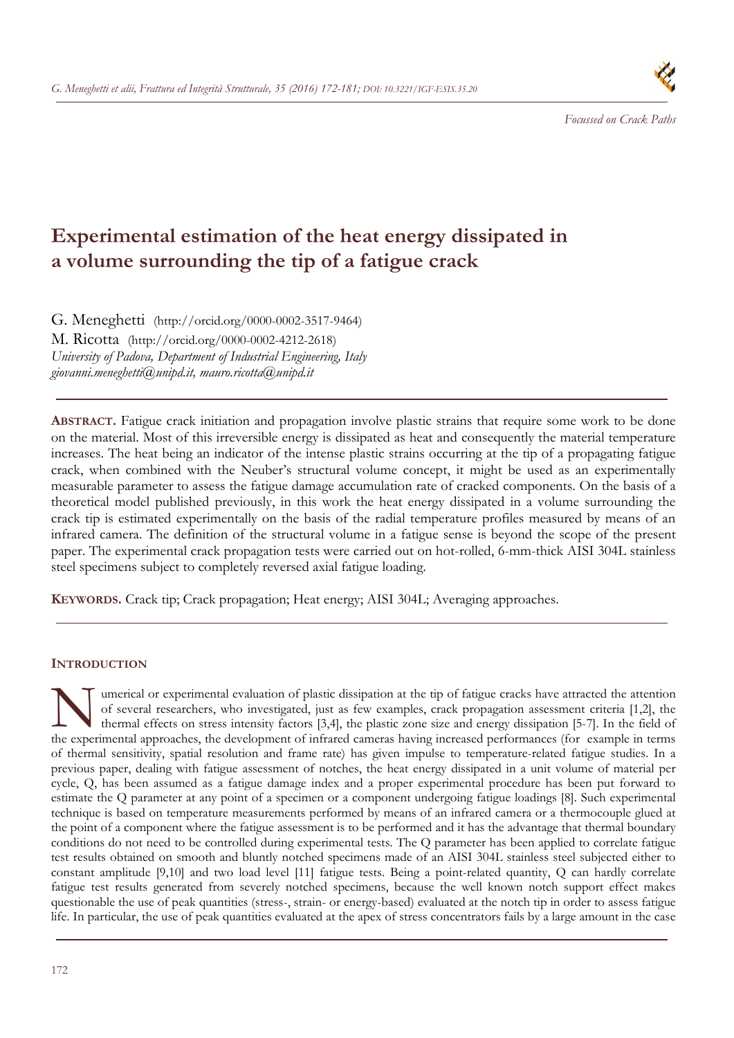*Focussed on Crack Paths*

# Experimental estimation of the heat energy dissipated in a volume surrounding the tip of a fatigue crack

G. Meneghetti (http://orcid.org/0000-0002-3517-9464)
M. Ricotta (http://orcid.org/0000-0002-4212-2618)
*University of Padova, Department of Industrial Engineering, Italy*
*giovanni.meneghetti@unipd.it, mauro.ricotta@unipd.it*

---

**ABSTRACT.** Fatigue crack initiation and propagation involve plastic strains that require some work to be done on the material. Most of this irreversible energy is dissipated as heat and consequently the material temperature increases. The heat being an indicator of the intense plastic strains occurring at the tip of a propagating fatigue crack, when combined with the Neuber's structural volume concept, it might be used as an experimentally measurable parameter to assess the fatigue damage accumulation rate of cracked components. On the basis of a theoretical model published previously, in this work the heat energy dissipated in a volume surrounding the crack tip is estimated experimentally on the basis of the radial temperature profiles measured by means of an infrared camera. The definition of the structural volume in a fatigue sense is beyond the scope of the present paper. The experimental crack propagation tests were carried out on hot-rolled, 6-mm-thick AISI 304L stainless steel specimens subject to completely reversed axial fatigue loading.

**KEYWORDS.** Crack tip; Crack propagation; Heat energy; AISI 304L; Averaging approaches.

---

## INTRODUCTION

Numerical or experimental evaluation of plastic dissipation at the tip of fatigue cracks have attracted the attention of several researchers, who investigated, just as few examples, crack propagation assessment criteria [1,2], the thermal effects on stress intensity factors [3,4], the plastic zone size and energy dissipation [5-7]. In the field of the experimental approaches, the development of infrared cameras having increased performances (for example in terms of thermal sensitivity, spatial resolution and frame rate) has given impulse to temperature-related fatigue studies. In a previous paper, dealing with fatigue assessment of notches, the heat energy dissipated in a unit volume of material per cycle, Q, has been assumed as a fatigue damage index and a proper experimental procedure has been put forward to estimate the Q parameter at any point of a specimen or a component undergoing fatigue loadings [8]. Such experimental technique is based on temperature measurements performed by means of an infrared camera or a thermocouple glued at the point of a component where the fatigue assessment is to be performed and it has the advantage that thermal boundary conditions do not need to be controlled during experimental tests. The Q parameter has been applied to correlate fatigue test results obtained on smooth and bluntly notched specimens made of an AISI 304L stainless steel subjected either to constant amplitude [9,10] and two load level [11] fatigue tests. Being a point-related quantity, Q can hardly correlate fatigue test results generated from severely notched specimens, because the well known notch support effect makes questionable the use of peak quantities (stress-, strain- or energy-based) evaluated at the notch tip in order to assess fatigue life. In particular, the use of peak quantities evaluated at the apex of stress concentrators fails by a large amount in the case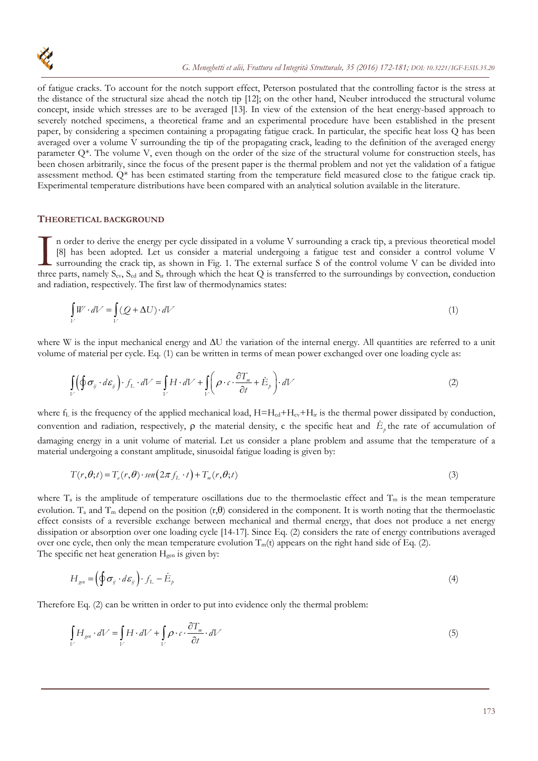of fatigue cracks. To account for the notch support effect, Peterson postulated that the controlling factor is the stress at the distance of the structural size ahead the notch tip [12]; on the other hand, Neuber introduced the structural volume concept, inside which stresses are to be averaged [13]. In view of the extension of the heat energy-based approach to severely notched specimens, a theoretical frame and an experimental procedure have been established in the present paper, by considering a specimen containing a propagating fatigue crack. In particular, the specific heat loss Q has been averaged over a volume V surrounding the tip of the propagating crack, leading to the definition of the averaged energy parameter Q*. The volume V, even though on the order of the size of the structural volume for construction steels, has been chosen arbitrarily, since the focus of the present paper is the thermal problem and not yet the validation of a fatigue assessment method. Q* has been estimated starting from the temperature field measured close to the fatigue crack tip. Experimental temperature distributions have been compared with an analytical solution available in the literature.

## THEORETICAL BACKGROUND

In order to derive the energy per cycle dissipated in a volume V surrounding a crack tip, a previous theoretical model [8] has been adopted. Let us consider a material undergoing a fatigue test and consider a control volume V surrounding the crack tip, as shown in Fig. 1. The external surface S of the control volume V can be divided into three parts, namely $S_{cv}$, $S_{cd}$ and $S_{ir}$ through which the heat Q is transferred to the surroundings by convection, conduction and radiation, respectively. The first law of thermodynamics states:

$$\int_V W \cdot dV = \int_V (Q + \Delta U) \cdot dV \tag{1}$$

where W is the input mechanical energy and ΔU the variation of the internal energy. All quantities are referred to a unit volume of material per cycle. Eq. (1) can be written in terms of mean power exchanged over one loading cycle as:

$$\int_V \left( \oint \sigma_{ij} \cdot d\varepsilon_{ij} \right) \cdot f_L \cdot dV = \int_V H \cdot dV + \int_V \left( \rho \cdot c \cdot \frac{\partial T_m}{\partial t} + \dot{E}_p \right) \cdot dV \tag{2}$$

where $f_L$ is the frequency of the applied mechanical load, $H=H_{cd}+H_{cv}+H_{ir}$ is the thermal power dissipated by conduction, convention and radiation, respectively, ρ the material density, c the specific heat and $\dot{E}_p$ the rate of accumulation of damaging energy in a unit volume of material. Let us consider a plane problem and assume that the temperature of a material undergoing a constant amplitude, sinusoidal fatigue loading is given by:

$$T(r,\theta;t) = T_a(r,\theta) \cdot sen\left(2\pi f_L \cdot t\right) + T_m(r,\theta;t) \tag{3}$$

where $T_a$ is the amplitude of temperature oscillations due to the thermoelastic effect and $T_m$ is the mean temperature evolution. $T_a$ and $T_m$ depend on the position (r,θ) considered in the component. It is worth noting that the thermoelastic effect consists of a reversible exchange between mechanical and thermal energy, that does not produce a net energy dissipation or absorption over one loading cycle [14-17]. Since Eq. (2) considers the rate of energy contributions averaged over one cycle, then only the mean temperature evolution $T_m(t)$ appears on the right hand side of Eq. (2).
The specific net heat generation $H_{gen}$ is given by:

$$H_{gen} = \left( \oint \sigma_{ij} \cdot d\varepsilon_{ij} \right) \cdot f_L - \dot{E}_p \tag{4}$$

Therefore Eq. (2) can be written in order to put into evidence only the thermal problem:

$$\int_V H_{gen} \cdot dV = \int_V H \cdot dV + \int_V \rho \cdot c \cdot \frac{\partial T_m}{\partial t} \cdot dV \tag{5}$$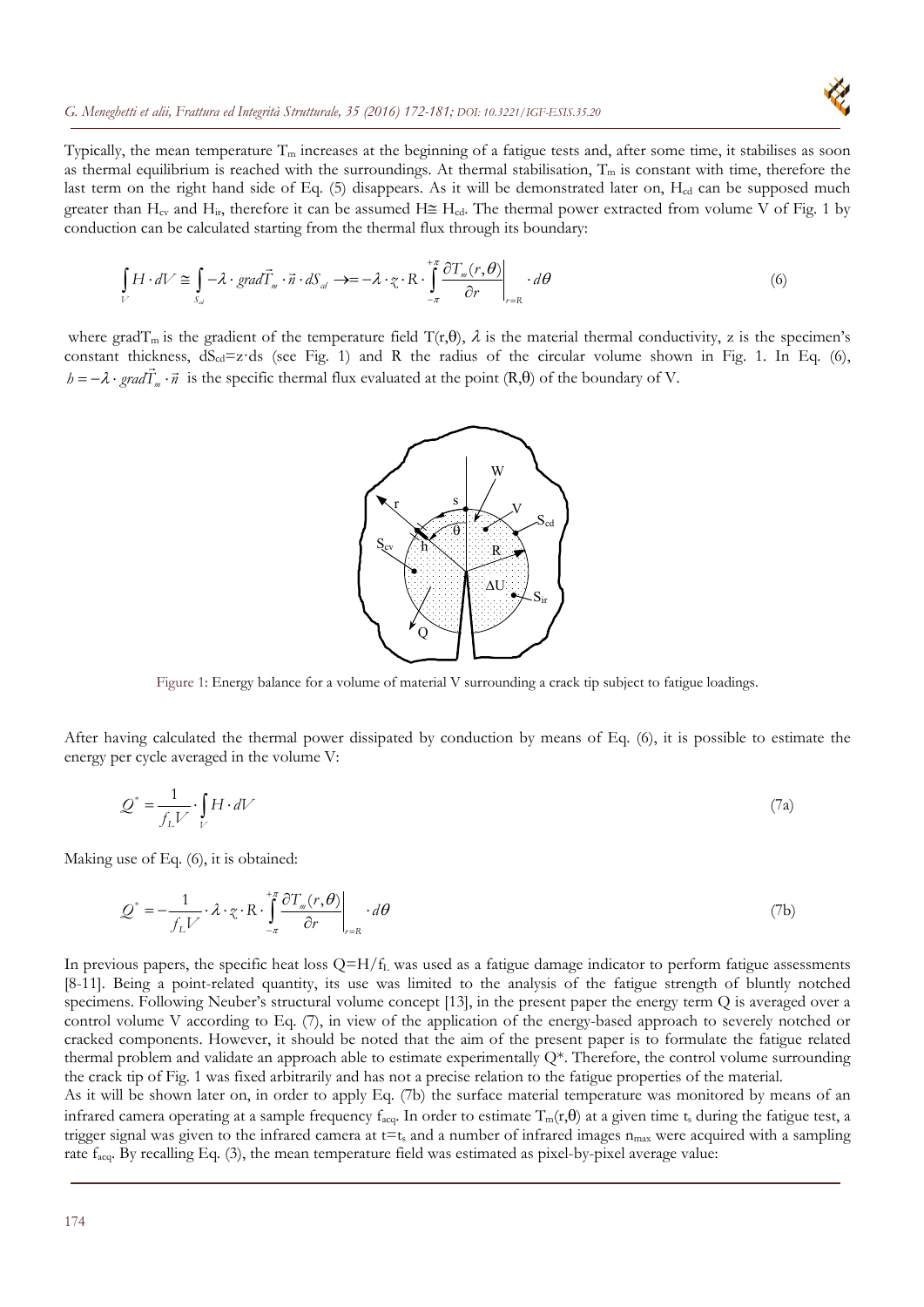Typically, the mean temperature $T_m$ increases at the beginning of a fatigue tests and, after some time, it stabilises as soon as thermal equilibrium is reached with the surroundings. At thermal stabilisation, $T_m$ is constant with time, therefore the last term on the right hand side of Eq. (5) disappears. As it will be demonstrated later on, $H_{cd}$ can be supposed much greater than $H_{cv}$ and $H_{ir}$, therefore it can be assumed $H \cong H_{cd}$. The thermal power extracted from volume V of Fig. 1 by conduction can be calculated starting from the thermal flux through its boundary:

$$\int_V H \cdot dV \cong \int_{S_{cd}} -\lambda \cdot grad\vec{T}_m \cdot \vec{n} \cdot dS_{cd} \rightarrow = -\lambda \cdot z \cdot R \cdot \int_{-\pi}^{+\pi} \left. \frac{\partial T_m(r,\theta)}{\partial r} \right|_{r=R} \cdot d\theta \tag{6}$$

where grad$T_m$ is the gradient of the temperature field $T(r,\theta)$, $\lambda$ is the material thermal conductivity, z is the specimen's constant thickness, $dS_{cd}=z \cdot ds$ (see Fig. 1) and R the radius of the circular volume shown in Fig. 1. In Eq. (6), $h = -\lambda \cdot grad\vec{T}_m \cdot \vec{n}$ is the specific thermal flux evaluated at the point $(R,\theta)$ of the boundary of V.

Figure 1: Energy balance for a volume of material V surrounding a crack tip subject to fatigue loadings.

After having calculated the thermal power dissipated by conduction by means of Eq. (6), it is possible to estimate the energy per cycle averaged in the volume V:

$$Q^* = \frac{1}{f_L V} \cdot \int_V H \cdot dV \tag{7a}$$

Making use of Eq. (6), it is obtained:

$$Q^* = -\frac{1}{f_L V} \cdot \lambda \cdot z \cdot R \cdot \int_{-\pi}^{+\pi} \left. \frac{\partial T_m(r,\theta)}{\partial r} \right|_{r=R} \cdot d\theta \tag{7b}$$

In previous papers, the specific heat loss $Q=H/f_L$ was used as a fatigue damage indicator to perform fatigue assessments [8-11]. Being a point-related quantity, its use was limited to the analysis of the fatigue strength of bluntly notched specimens. Following Neuber's structural volume concept [13], in the present paper the energy term Q is averaged over a control volume V according to Eq. (7), in view of the application of the energy-based approach to severely notched or cracked components. However, it should be noted that the aim of the present paper is to formulate the fatigue related thermal problem and validate an approach able to estimate experimentally Q*. Therefore, the control volume surrounding the crack tip of Fig. 1 was fixed arbitrarily and has not a precise relation to the fatigue properties of the material.

As it will be shown later on, in order to apply Eq. (7b) the surface material temperature was monitored by means of an infrared camera operating at a sample frequency $f_{acq}$. In order to estimate $T_m(r,\theta)$ at a given time $t_s$ during the fatigue test, a trigger signal was given to the infrared camera at $t=t_s$ and a number of infrared images $n_{max}$ were acquired with a sampling rate $f_{acq}$. By recalling Eq. (3), the mean temperature field was estimated as pixel-by-pixel average value: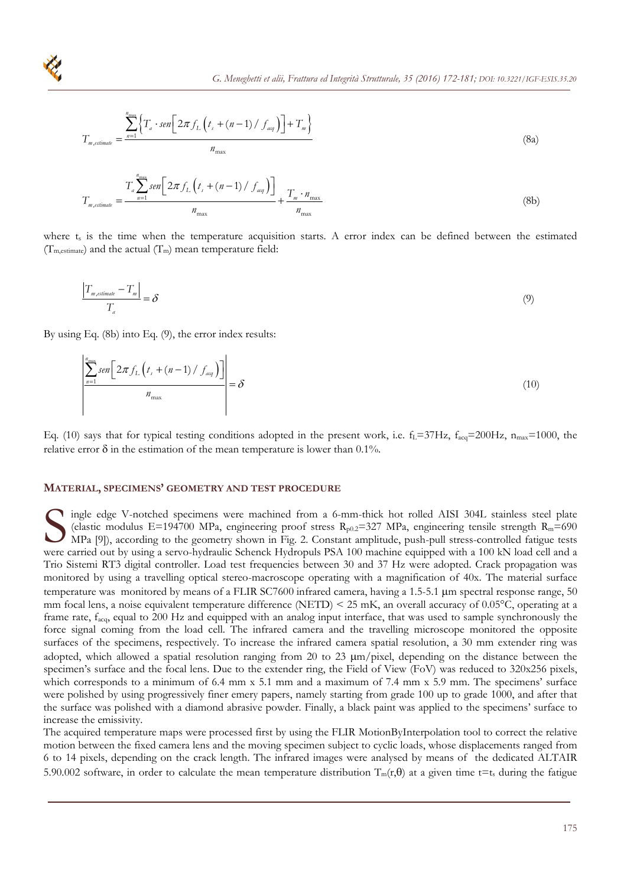$$T_{m,estimate} = \frac{\sum_{n=1}^{n_{max}} \left\{ T_a \cdot sen\left[ 2\pi f_L \left( t_s + (n-1)/f_{acq} \right) \right] + T_m \right\}}{n_{max}} \tag{8a}$$

$$T_{m,estimate} = \frac{T_a \sum_{n=1}^{n_{max}} sen\left[ 2\pi f_L \left( t_s + (n-1)/f_{acq} \right) \right]}{n_{max}} + \frac{T_m \cdot n_{max}}{n_{max}} \tag{8b}$$

where $t_s$ is the time when the temperature acquisition starts. A error index can be defined between the estimated ($T_{m,estimate}$) and the actual ($T_m$) mean temperature field:

$$\frac{\left| T_{m,estimate} - T_m \right|}{T_a} = \delta \tag{9}$$

By using Eq. (8b) into Eq. (9), the error index results:

$$\left| \frac{\sum_{n=1}^{n_{max}} sen\left[ 2\pi f_L \left( t_s + (n-1)/f_{acq} \right) \right]}{n_{max}} \right| = \delta \tag{10}$$

Eq. (10) says that for typical testing conditions adopted in the present work, i.e. $f_L$=37Hz, $f_{acq}$=200Hz, $n_{max}$=1000, the relative error $\delta$ in the estimation of the mean temperature is lower than 0.1%.

## MATERIAL, SPECIMENS' GEOMETRY AND TEST PROCEDURE

Single edge V-notched specimens were machined from a 6-mm-thick hot rolled AISI 304L stainless steel plate (elastic modulus E=194700 MPa, engineering proof stress $R_{p0.2}$=327 MPa, engineering tensile strength $R_m$=690 MPa [9]), according to the geometry shown in Fig. 2. Constant amplitude, push-pull stress-controlled fatigue tests were carried out by using a servo-hydraulic Schenck Hydropuls PSA 100 machine equipped with a 100 kN load cell and a Trio Sistemi RT3 digital controller. Load test frequencies between 30 and 37 Hz were adopted. Crack propagation was monitored by using a travelling optical stereo-macroscope operating with a magnification of 40x. The material surface temperature was monitored by means of a FLIR SC7600 infrared camera, having a 1.5-5.1 μm spectral response range, 50 mm focal lens, a noise equivalent temperature difference (NETD) < 25 mK, an overall accuracy of 0.05°C, operating at a frame rate, $f_{acq}$, equal to 200 Hz and equipped with an analog input interface, that was used to sample synchronously the force signal coming from the load cell. The infrared camera and the travelling microscope monitored the opposite surfaces of the specimens, respectively. To increase the infrared camera spatial resolution, a 30 mm extender ring was adopted, which allowed a spatial resolution ranging from 20 to 23 μm/pixel, depending on the distance between the specimen's surface and the focal lens. Due to the extender ring, the Field of View (FoV) was reduced to 320x256 pixels, which corresponds to a minimum of 6.4 mm x 5.1 mm and a maximum of 7.4 mm x 5.9 mm. The specimens' surface were polished by using progressively finer emery papers, namely starting from grade 100 up to grade 1000, and after that the surface was polished with a diamond abrasive powder. Finally, a black paint was applied to the specimens' surface to increase the emissivity.

The acquired temperature maps were processed first by using the FLIR MotionByInterpolation tool to correct the relative motion between the fixed camera lens and the moving specimen subject to cyclic loads, whose displacements ranged from 6 to 14 pixels, depending on the crack length. The infrared images were analysed by means of the dedicated ALTAIR 5.90.002 software, in order to calculate the mean temperature distribution $T_m(r,\theta)$ at a given time $t=t_s$ during the fatigue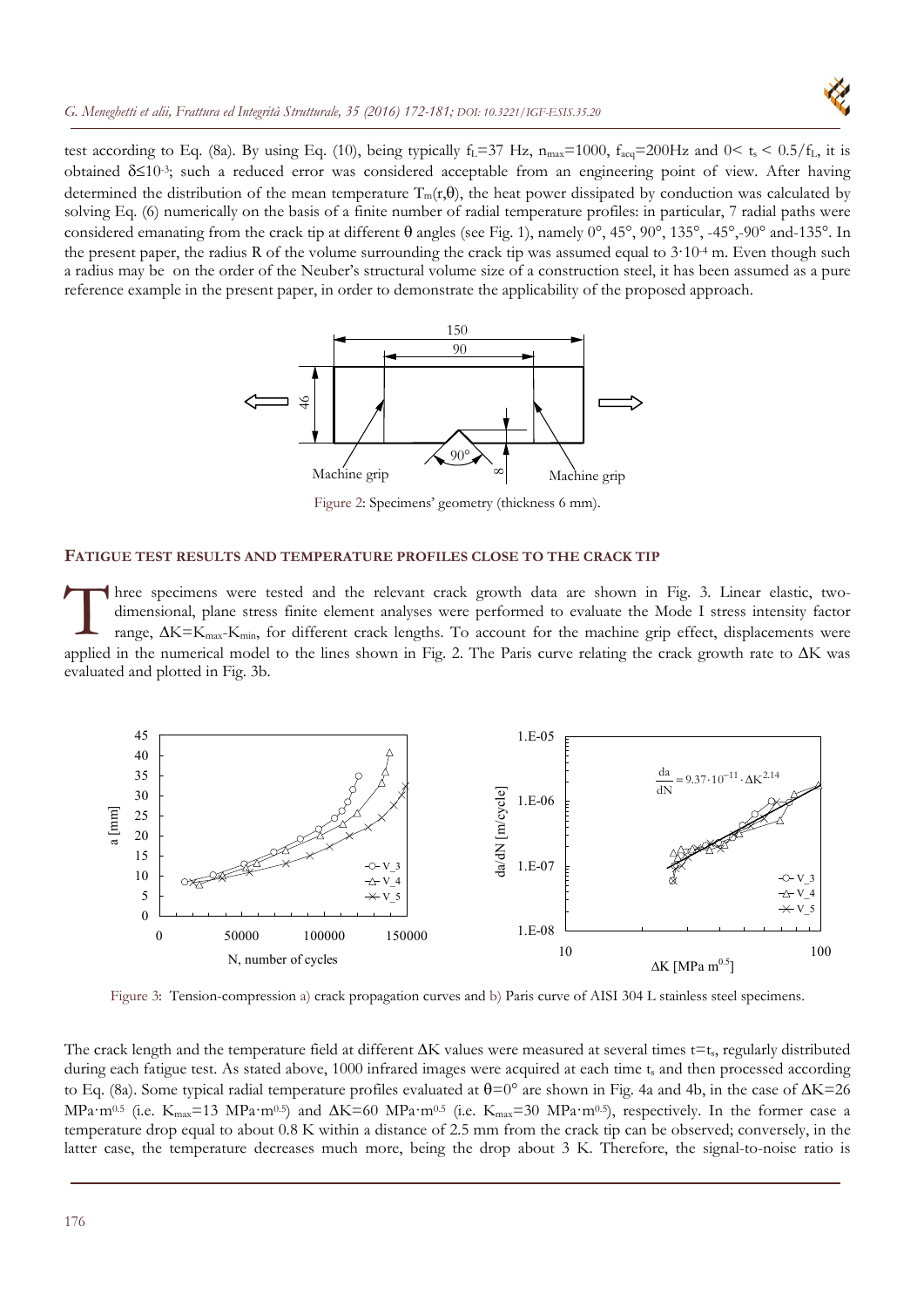test according to Eq. (8a). By using Eq. (10), being typically $f_L$=37 Hz, $n_{max}$=1000, $f_{acq}$=200Hz and $0 < t_s < 0.5/f_L$, it is obtained $\delta \leq 10^{-3}$; such a reduced error was considered acceptable from an engineering point of view. After having determined the distribution of the mean temperature $T_m(r,\theta)$, the heat power dissipated by conduction was calculated by solving Eq. (6) numerically on the basis of a finite number of radial temperature profiles: in particular, 7 radial paths were considered emanating from the crack tip at different θ angles (see Fig. 1), namely 0°, 45°, 90°, 135°, -45°,-90° and-135°. In the present paper, the radius R of the volume surrounding the crack tip was assumed equal to $3 \cdot 10^{-4}$ m. Even though such a radius may be on the order of the Neuber's structural volume size of a construction steel, it has been assumed as a pure reference example in the present paper, in order to demonstrate the applicability of the proposed approach.

Figure 2: Specimens' geometry (thickness 6 mm).

## FATIGUE TEST RESULTS AND TEMPERATURE PROFILES CLOSE TO THE CRACK TIP

Three specimens were tested and the relevant crack growth data are shown in Fig. 3. Linear elastic, two-dimensional, plane stress finite element analyses were performed to evaluate the Mode I stress intensity factor range, $\Delta K = K_{max} - K_{min}$, for different crack lengths. To account for the machine grip effect, displacements were applied in the numerical model to the lines shown in Fig. 2. The Paris curve relating the crack growth rate to ΔK was evaluated and plotted in Fig. 3b.

Figure 3: Tension-compression a) crack propagation curves and b) Paris curve of AISI 304 L stainless steel specimens.

The crack length and the temperature field at different ΔK values were measured at several times $t = t_s$, regularly distributed during each fatigue test. As stated above, 1000 infrared images were acquired at each time $t_s$ and then processed according to Eq. (8a). Some typical radial temperature profiles evaluated at θ=0° are shown in Fig. 4a and 4b, in the case of ΔK=26 MPa·m$^{0.5}$ (i.e. $K_{max}$=13 MPa·m$^{0.5}$) and ΔK=60 MPa·m$^{0.5}$ (i.e. $K_{max}$=30 MPa·m$^{0.5}$), respectively. In the former case a temperature drop equal to about 0.8 K within a distance of 2.5 mm from the crack tip can be observed; conversely, in the latter case, the temperature decreases much more, being the drop about 3 K. Therefore, the signal-to-noise ratio is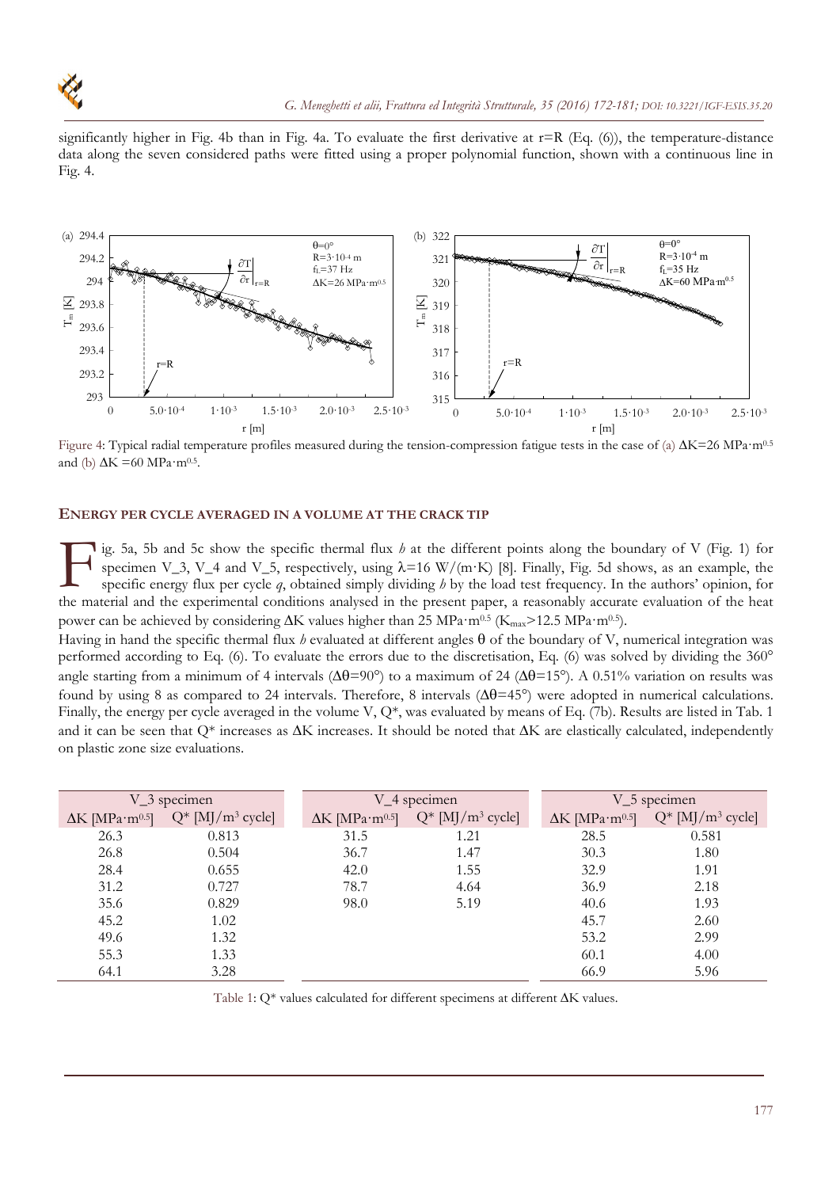significantly higher in Fig. 4b than in Fig. 4a. To evaluate the first derivative at r=R (Eq. (6)), the temperature-distance data along the seven considered paths were fitted using a proper polynomial function, shown with a continuous line in Fig. 4.

Figure 4: Typical radial temperature profiles measured during the tension-compression fatigue tests in the case of (a) $\Delta K=26\ MPa\cdot m^{0.5}$ and (b) $\Delta K=60\ MPa\cdot m^{0.5}$.

## ENERGY PER CYCLE AVERAGED IN A VOLUME AT THE CRACK TIP

Fig. 5a, 5b and 5c show the specific thermal flux *h* at the different points along the boundary of V (Fig. 1) for specimen V_3, V_4 and V_5, respectively, using $\lambda=16\ W/(m\cdot K)$ [8]. Finally, Fig. 5d shows, as an example, the specific energy flux per cycle *q*, obtained simply dividing *h* by the load test frequency. In the authors' opinion, for the material and the experimental conditions analysed in the present paper, a reasonably accurate evaluation of the heat power can be achieved by considering $\Delta K$ values higher than 25 $MPa\cdot m^{0.5}$ ($K_{max}$>12.5 $MPa\cdot m^{0.5}$).

Having in hand the specific thermal flux *h* evaluated at different angles $\theta$ of the boundary of V, numerical integration was performed according to Eq. (6). To evaluate the errors due to the discretisation, Eq. (6) was solved by dividing the 360° angle starting from a minimum of 4 intervals ($\Delta\theta$=90°) to a maximum of 24 ($\Delta\theta$=15°). A 0.51% variation on results was found by using 8 as compared to 24 intervals. Therefore, 8 intervals ($\Delta\theta$=45°) were adopted in numerical calculations. Finally, the energy per cycle averaged in the volume V, Q*, was evaluated by means of Eq. (7b). Results are listed in Tab. 1 and it can be seen that Q* increases as $\Delta K$ increases. It should be noted that $\Delta K$ are elastically calculated, independently on plastic zone size evaluations.

| V_3 specimen | | V_4 specimen | | V_5 specimen | |
|---|---|---|---|---|---|
| $\Delta K$ [$MPa\cdot m^{0.5}$] | Q* [$MJ/m^3$ cycle] | $\Delta K$ [$MPa\cdot m^{0.5}$] | Q* [$MJ/m^3$ cycle] | $\Delta K$ [$MPa\cdot m^{0.5}$] | Q* [$MJ/m^3$ cycle] |
| 26.3 | 0.813 | 31.5 | 1.21 | 28.5 | 0.581 |
| 26.8 | 0.504 | 36.7 | 1.47 | 30.3 | 1.80 |
| 28.4 | 0.655 | 42.0 | 1.55 | 32.9 | 1.91 |
| 31.2 | 0.727 | 78.7 | 4.64 | 36.9 | 2.18 |
| 35.6 | 0.829 | 98.0 | 5.19 | 40.6 | 1.93 |
| 45.2 | 1.02 | | | 45.7 | 2.60 |
| 49.6 | 1.32 | | | 53.2 | 2.99 |
| 55.3 | 1.33 | | | 60.1 | 4.00 |
| 64.1 | 3.28 | | | 66.9 | 5.96 |

Table 1: Q* values calculated for different specimens at different $\Delta K$ values.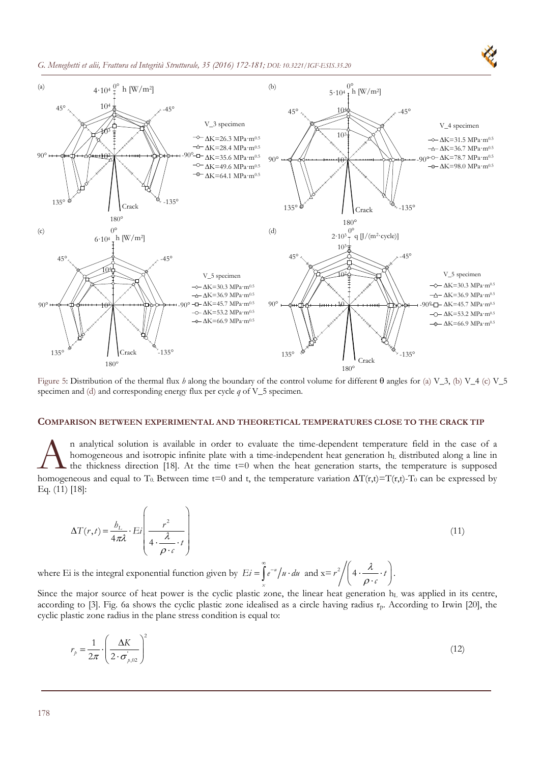Figure 5: Distribution of the thermal flux *h* along the boundary of the control volume for different θ angles for (a) V_3, (b) V_4 (c) V_5 specimen and (d) and corresponding energy flux per cycle *q* of V_5 specimen.

## COMPARISON BETWEEN EXPERIMENTAL AND THEORETICAL TEMPERATURES CLOSE TO THE CRACK TIP

An analytical solution is available in order to evaluate the time-dependent temperature field in the case of a homogeneous and isotropic infinite plate with a time-independent heat generation $h_L$ distributed along a line in the thickness direction [18]. At the time t=0 when the heat generation starts, the temperature is supposed homogeneous and equal to $T_0$. Between time t=0 and t, the temperature variation $\Delta T(r,t)=T(r,t)-T_0$ can be expressed by Eq. (11) [18]:

$$\Delta T(r,t) = \frac{h_L}{4\pi\lambda} \cdot Ei\left(\frac{r^2}{4 \cdot \dfrac{\lambda}{\rho \cdot c} \cdot t}\right) \tag{11}$$

where Ei is the integral exponential function given by $Ei = \int_x^{\infty} e^{-u}/u \cdot du$ and $x = r^2 \Big/ \left(4 \cdot \dfrac{\lambda}{\rho \cdot c} \cdot t\right)$.

Since the major source of heat power is the cyclic plastic zone, the linear heat generation $h_L$ was applied in its centre, according to [3]. Fig. 6a shows the cyclic plastic zone idealised as a circle having radius $r_p$. According to Irwin [20], the cyclic plastic zone radius in the plane stress condition is equal to:

$$r_p = \frac{1}{2\pi} \cdot \left(\frac{\Delta K}{2 \cdot \sigma'_{p,02}}\right)^2 \tag{12}$$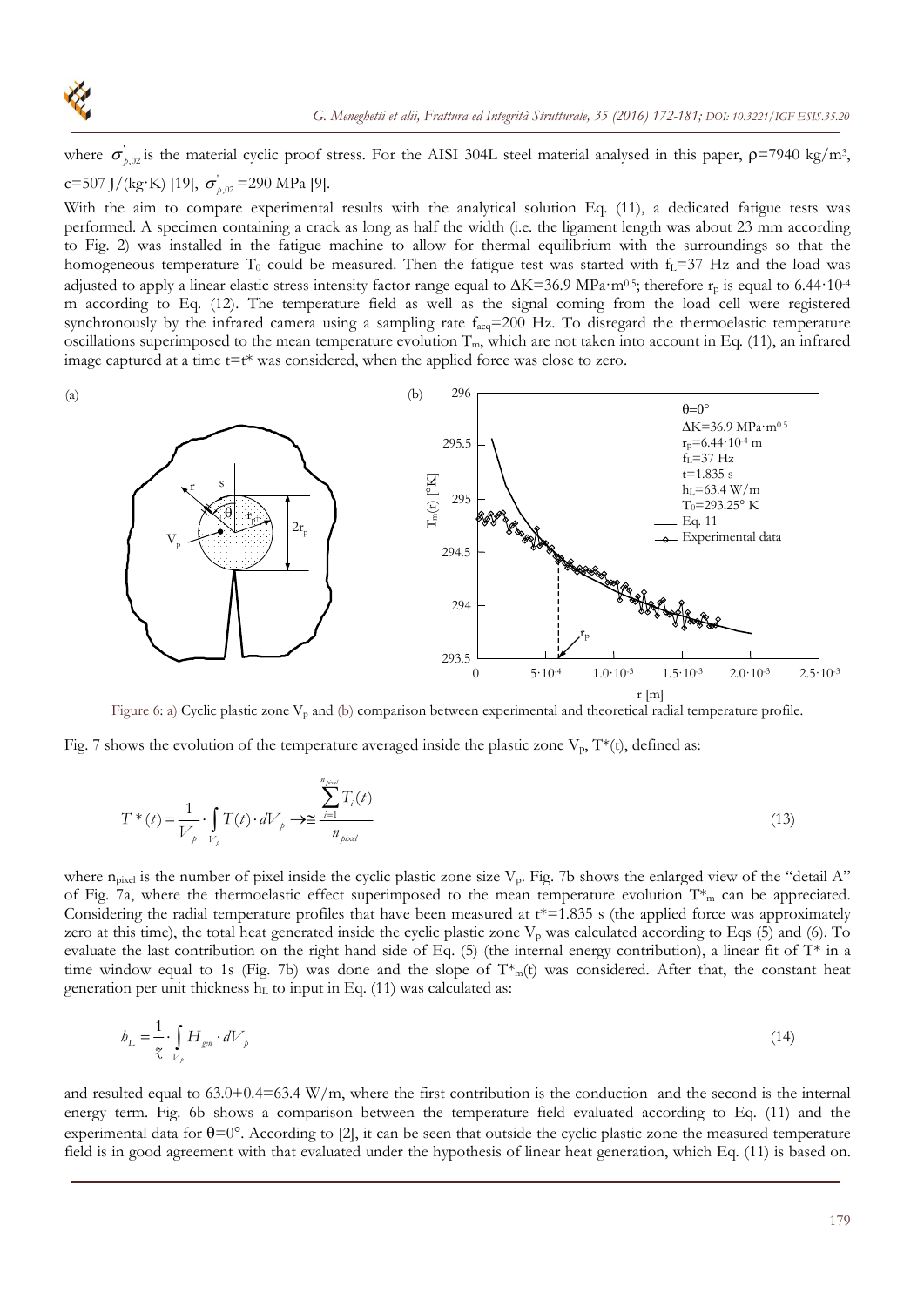where $\sigma'_{p,02}$ is the material cyclic proof stress. For the AISI 304L steel material analysed in this paper, $\rho$=7940 kg/m$^3$, c=507 J/(kg·K) [19], $\sigma'_{p,02}$ =290 MPa [9].

With the aim to compare experimental results with the analytical solution Eq. (11), a dedicated fatigue tests was performed. A specimen containing a crack as long as half the width (i.e. the ligament length was about 23 mm according to Fig. 2) was installed in the fatigue machine to allow for thermal equilibrium with the surroundings so that the homogeneous temperature $T_0$ could be measured. Then the fatigue test was started with $f_L$=37 Hz and the load was adjusted to apply a linear elastic stress intensity factor range equal to $\Delta K$=36.9 MPa·m$^{0.5}$; therefore $r_p$ is equal to 6.44·10$^{-4}$ m according to Eq. (12). The temperature field as well as the signal coming from the load cell were registered synchronously by the infrared camera using a sampling rate $f_{acq}$=200 Hz. To disregard the thermoelastic temperature oscillations superimposed to the mean temperature evolution $T_m$, which are not taken into account in Eq. (11), an infrared image captured at a time t=t* was considered, when the applied force was close to zero.

Figure 6: a) Cyclic plastic zone $V_p$ and (b) comparison between experimental and theoretical radial temperature profile.

Fig. 7 shows the evolution of the temperature averaged inside the plastic zone $V_p$, T*(t), defined as:

$$T^*(t) = \frac{1}{V_p} \cdot \int_{V_p} T(t) \cdot dV_p \rightarrow \cong \frac{\sum_{i=1}^{n_{pixel}} T_i(t)}{n_{pixel}} \tag{13}$$

where $n_{pixel}$ is the number of pixel inside the cyclic plastic zone size $V_p$. Fig. 7b shows the enlarged view of the "detail A" of Fig. 7a, where the thermoelastic effect superimposed to the mean temperature evolution $T^*_m$ can be appreciated. Considering the radial temperature profiles that have been measured at t*=1.835 s (the applied force was approximately zero at this time), the total heat generated inside the cyclic plastic zone $V_p$ was calculated according to Eqs (5) and (6). To evaluate the last contribution on the right hand side of Eq. (5) (the internal energy contribution), a linear fit of T* in a time window equal to 1s (Fig. 7b) was done and the slope of $T^*_m(t)$ was considered. After that, the constant heat generation per unit thickness $h_L$ to input in Eq. (11) was calculated as:

$$h_L = \frac{1}{z} \cdot \int_{V_p} H_{gen} \cdot dV_p \tag{14}$$

and resulted equal to 63.0+0.4=63.4 W/m, where the first contribution is the conduction and the second is the internal energy term. Fig. 6b shows a comparison between the temperature field evaluated according to Eq. (11) and the experimental data for $\theta$=0°. According to [2], it can be seen that outside the cyclic plastic zone the measured temperature field is in good agreement with that evaluated under the hypothesis of linear heat generation, which Eq. (11) is based on.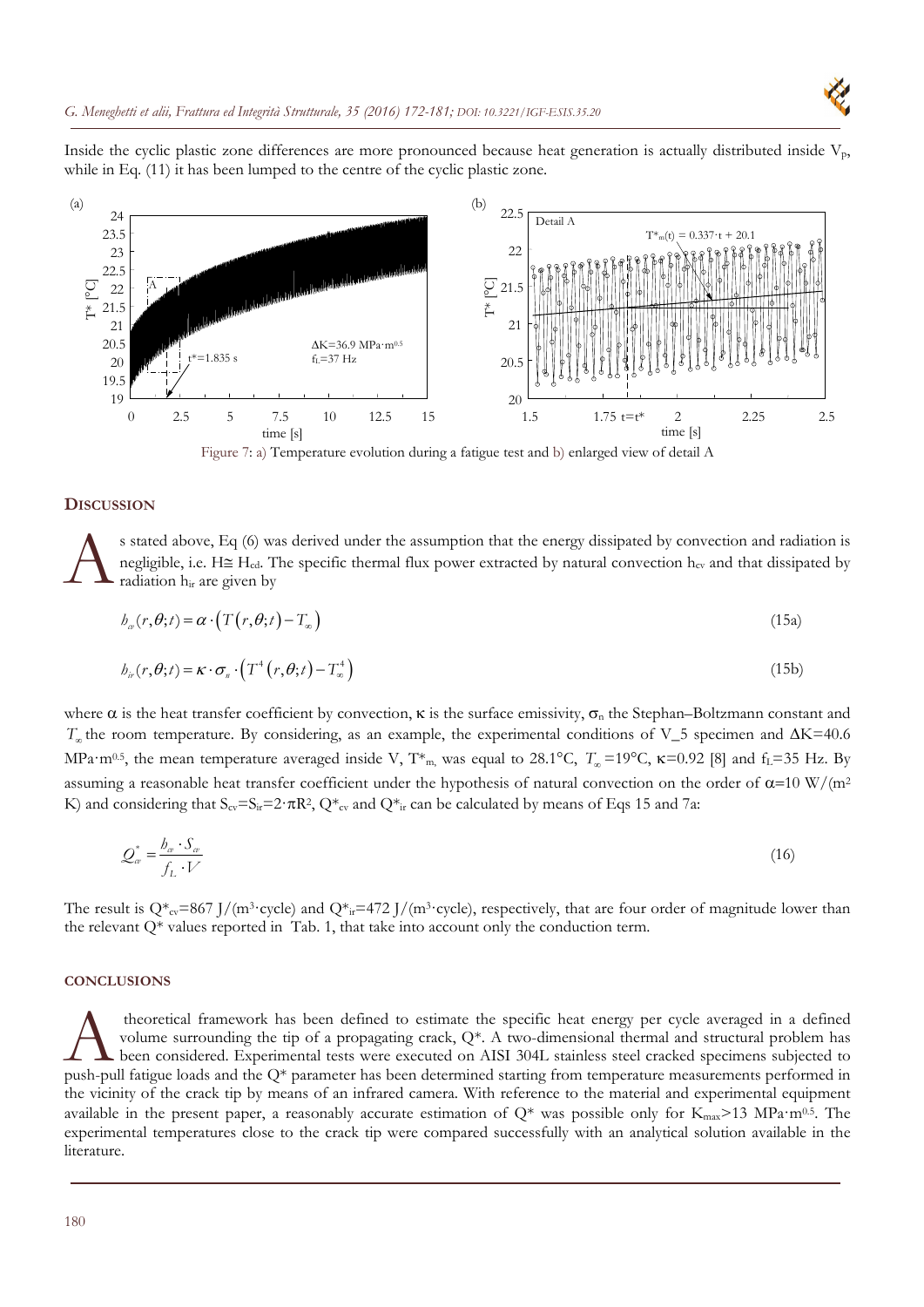Inside the cyclic plastic zone differences are more pronounced because heat generation is actually distributed inside $V_P$, while in Eq. (11) it has been lumped to the centre of the cyclic plastic zone.

Figure 7: a) Temperature evolution during a fatigue test and b) enlarged view of detail A

## DISCUSSION

As stated above, Eq (6) was derived under the assumption that the energy dissipated by convection and radiation is negligible, i.e. $H \cong H_{cd}$. The specific thermal flux power extracted by natural convection $h_{cv}$ and that dissipated by radiation $h_{ir}$ are given by

$$h_{cv}(r,\theta;t) = \alpha \cdot \left(T(r,\theta;t) - T_{\infty}\right) \tag{15a}$$

$$h_{ir}(r,\theta;t) = \kappa \cdot \sigma_n \cdot \left(T^4(r,\theta;t) - T_{\infty}^4\right) \tag{15b}$$

where $\alpha$ is the heat transfer coefficient by convection, $\kappa$ is the surface emissivity, $\sigma_n$ the Stephan–Boltzmann constant and $T_{\infty}$ the room temperature. By considering, as an example, the experimental conditions of V_5 specimen and $\Delta K$=40.6 MPa·m$^{0.5}$, the mean temperature averaged inside V, $T^*_m$, was equal to 28.1°C, $T_{\infty}$=19°C, $\kappa$=0.92 [8] and $f_L$=35 Hz. By assuming a reasonable heat transfer coefficient under the hypothesis of natural convection on the order of $\alpha$=10 W/(m$^2$ K) and considering that $S_{cv}=S_{ir}=2\cdot\pi R^2$, $Q^*_{cv}$ and $Q^*_{ir}$ can be calculated by means of Eqs 15 and 7a:

$$Q^*_{cv} = \frac{h_{cv} \cdot S_{cv}}{f_L \cdot V} \tag{16}$$

The result is $Q^*_{cv}$=867 J/(m$^3$·cycle) and $Q^*_{ir}$=472 J/(m$^3$·cycle), respectively, that are four order of magnitude lower than the relevant $Q^*$ values reported in Tab. 1, that take into account only the conduction term.

## CONCLUSIONS

A theoretical framework has been defined to estimate the specific heat energy per cycle averaged in a defined volume surrounding the tip of a propagating crack, $Q^*$. A two-dimensional thermal and structural problem has been considered. Experimental tests were executed on AISI 304L stainless steel cracked specimens subjected to push-pull fatigue loads and the $Q^*$ parameter has been determined starting from temperature measurements performed in the vicinity of the crack tip by means of an infrared camera. With reference to the material and experimental equipment available in the present paper, a reasonably accurate estimation of $Q^*$ was possible only for $K_{max}$>13 MPa·m$^{0.5}$. The experimental temperatures close to the crack tip were compared successfully with an analytical solution available in the literature.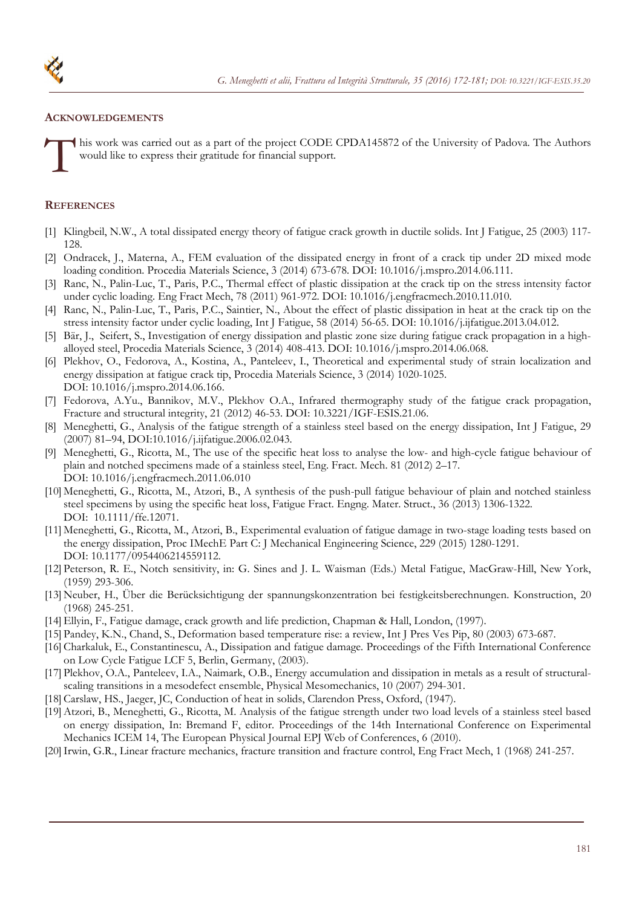## ACKNOWLEDGEMENTS

This work was carried out as a part of the project CODE CPDA145872 of the University of Padova. The Authors would like to express their gratitude for financial support.

## REFERENCES

[1] Klingbeil, N.W., A total dissipated energy theory of fatigue crack growth in ductile solids. Int J Fatigue, 25 (2003) 117-128.

[2] Ondracek, J., Materna, A., FEM evaluation of the dissipated energy in front of a crack tip under 2D mixed mode loading condition. Procedia Materials Science, 3 (2014) 673-678. DOI: 10.1016/j.mspro.2014.06.111.

[3] Ranc, N., Palin-Luc, T., Paris, P.C., Thermal effect of plastic dissipation at the crack tip on the stress intensity factor under cyclic loading. Eng Fract Mech, 78 (2011) 961-972. DOI: 10.1016/j.engfracmech.2010.11.010.

[4] Ranc, N., Palin-Luc, T., Paris, P.C., Saintier, N., About the effect of plastic dissipation in heat at the crack tip on the stress intensity factor under cyclic loading, Int J Fatigue, 58 (2014) 56-65. DOI: 10.1016/j.ijfatigue.2013.04.012.

[5] Bär, J., Seifert, S., Investigation of energy dissipation and plastic zone size during fatigue crack propagation in a high-alloyed steel, Procedia Materials Science, 3 (2014) 408-413. DOI: 10.1016/j.mspro.2014.06.068.

[6] Plekhov, O., Fedorova, A., Kostina, A., Panteleev, I., Theoretical and experimental study of strain localization and energy dissipation at fatigue crack tip, Procedia Materials Science, 3 (2014) 1020-1025. DOI: 10.1016/j.mspro.2014.06.166.

[7] Fedorova, A.Yu., Bannikov, M.V., Plekhov O.A., Infrared thermography study of the fatigue crack propagation, Fracture and structural integrity, 21 (2012) 46-53. DOI: 10.3221/IGF-ESIS.21.06.

[8] Meneghetti, G., Analysis of the fatigue strength of a stainless steel based on the energy dissipation, Int J Fatigue, 29 (2007) 81–94, DOI:10.1016/j.ijfatigue.2006.02.043.

[9] Meneghetti, G., Ricotta, M., The use of the specific heat loss to analyse the low- and high-cycle fatigue behaviour of plain and notched specimens made of a stainless steel, Eng. Fract. Mech. 81 (2012) 2–17. DOI: 10.1016/j.engfracmech.2011.06.010

[10] Meneghetti, G., Ricotta, M., Atzori, B., A synthesis of the push-pull fatigue behaviour of plain and notched stainless steel specimens by using the specific heat loss, Fatigue Fract. Engng. Mater. Struct., 36 (2013) 1306-1322. DOI: 10.1111/ffe.12071.

[11] Meneghetti, G., Ricotta, M., Atzori, B., Experimental evaluation of fatigue damage in two-stage loading tests based on the energy dissipation, Proc IMechE Part C: J Mechanical Engineering Science, 229 (2015) 1280-1291. DOI: 10.1177/0954406214559112.

[12] Peterson, R. E., Notch sensitivity, in: G. Sines and J. L. Waisman (Eds.) Metal Fatigue, MacGraw-Hill, New York, (1959) 293-306.

[13] Neuber, H., Über die Berücksichtigung der spannungskonzentration bei festigkeitsberechnungen. Konstruction, 20 (1968) 245-251.

[14] Ellyin, F., Fatigue damage, crack growth and life prediction, Chapman & Hall, London, (1997).

[15] Pandey, K.N., Chand, S., Deformation based temperature rise: a review, Int J Pres Ves Pip, 80 (2003) 673-687.

[16] Charkaluk, E., Constantinescu, A., Dissipation and fatigue damage. Proceedings of the Fifth International Conference on Low Cycle Fatigue LCF 5, Berlin, Germany, (2003).

[17] Plekhov, O.A., Panteleev, I.A., Naimark, O.B., Energy accumulation and dissipation in metals as a result of structural-scaling transitions in a mesodefect ensemble, Physical Mesomechanics, 10 (2007) 294-301.

[18] Carslaw, HS., Jaeger, JC, Conduction of heat in solids, Clarendon Press, Oxford, (1947).

[19] Atzori, B., Meneghetti, G., Ricotta, M. Analysis of the fatigue strength under two load levels of a stainless steel based on energy dissipation, In: Bremand F, editor. Proceedings of the 14th International Conference on Experimental Mechanics ICEM 14, The European Physical Journal EPJ Web of Conferences, 6 (2010).

[20] Irwin, G.R., Linear fracture mechanics, fracture transition and fracture control, Eng Fract Mech, 1 (1968) 241-257.